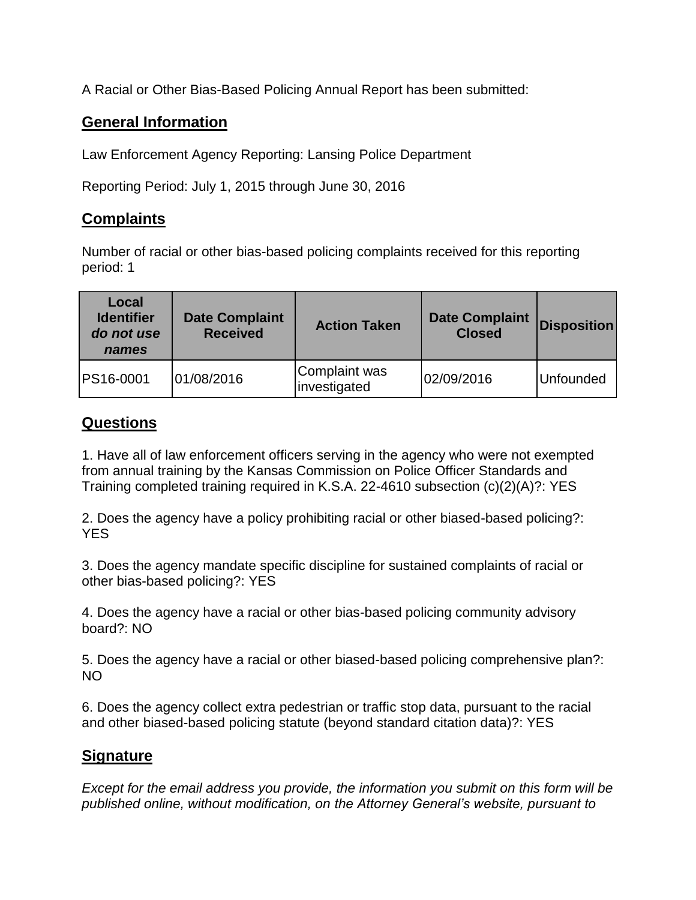A Racial or Other Bias-Based Policing Annual Report has been submitted:

## General Information

Law Enforcement Agency Reporting: Lansing Police Department

Reporting Period: July 1, 2015 through June 30, 2016

## Complaints

Number of racial or other bias-based policing complaints received for this reporting period: 1

| **Local Identifier** ***do not use names*** | **Date Complaint Received** | **Action Taken** | **Date Complaint Closed** | **Disposition** |
|---|---|---|---|---|
| PS16-0001 | 01/08/2016 | Complaint was investigated | 02/09/2016 | Unfounded |

## Questions

1. Have all of law enforcement officers serving in the agency who were not exempted from annual training by the Kansas Commission on Police Officer Standards and Training completed training required in K.S.A. 22-4610 subsection (c)(2)(A)?: YES

2. Does the agency have a policy prohibiting racial or other biased-based policing?: YES

3. Does the agency mandate specific discipline for sustained complaints of racial or other bias-based policing?: YES

4. Does the agency have a racial or other bias-based policing community advisory board?: NO

5. Does the agency have a racial or other biased-based policing comprehensive plan?: NO

6. Does the agency collect extra pedestrian or traffic stop data, pursuant to the racial and other biased-based policing statute (beyond standard citation data)?: YES

## Signature

*Except for the email address you provide, the information you submit on this form will be published online, without modification, on the Attorney General's website, pursuant to*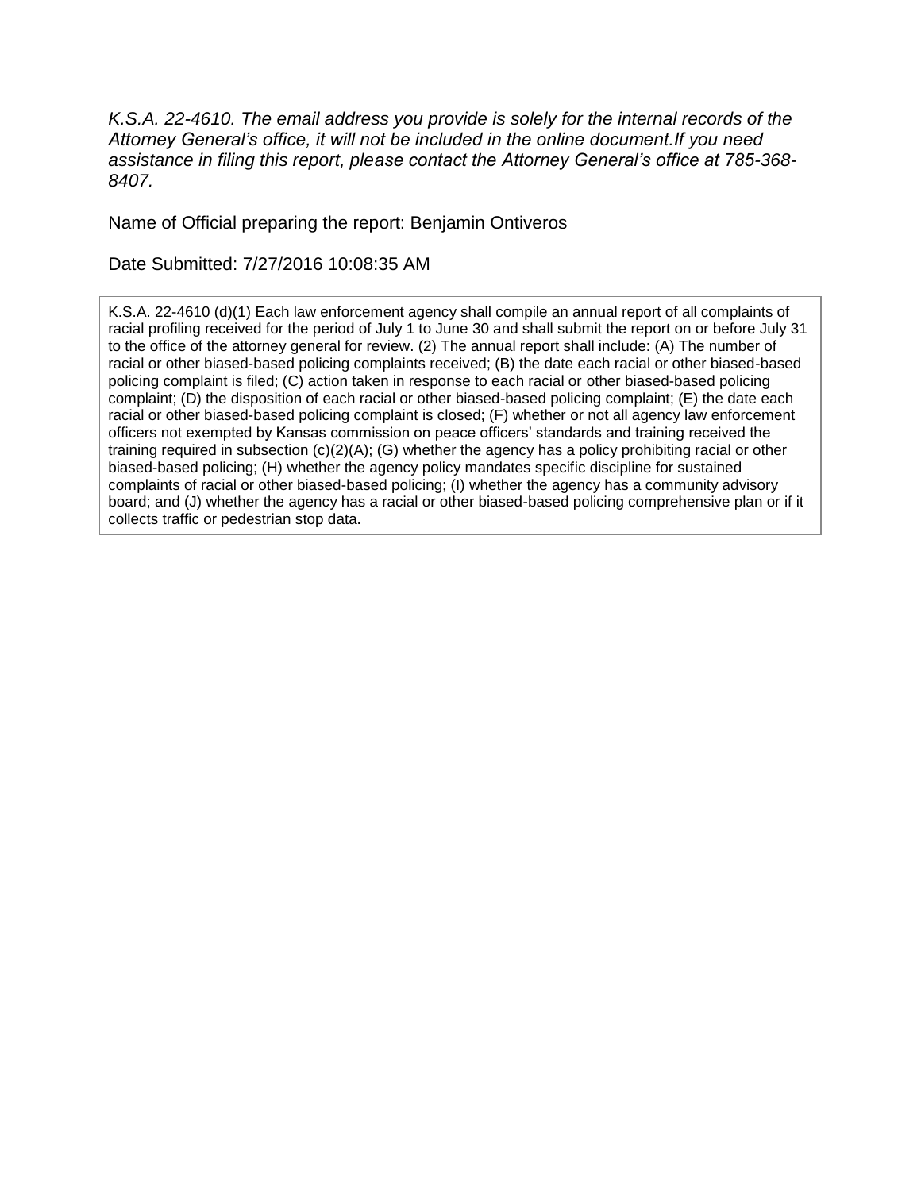*K.S.A. 22-4610. The email address you provide is solely for the internal records of the Attorney General's office, it will not be included in the online document.If you need assistance in filing this report, please contact the Attorney General's office at 785-368-8407.*

Name of Official preparing the report: Benjamin Ontiveros

Date Submitted: 7/27/2016 10:08:35 AM

K.S.A. 22-4610 (d)(1) Each law enforcement agency shall compile an annual report of all complaints of racial profiling received for the period of July 1 to June 30 and shall submit the report on or before July 31 to the office of the attorney general for review. (2) The annual report shall include: (A) The number of racial or other biased-based policing complaints received; (B) the date each racial or other biased-based policing complaint is filed; (C) action taken in response to each racial or other biased-based policing complaint; (D) the disposition of each racial or other biased-based policing complaint; (E) the date each racial or other biased-based policing complaint is closed; (F) whether or not all agency law enforcement officers not exempted by Kansas commission on peace officers' standards and training received the training required in subsection (c)(2)(A); (G) whether the agency has a policy prohibiting racial or other biased-based policing; (H) whether the agency policy mandates specific discipline for sustained complaints of racial or other biased-based policing; (I) whether the agency has a community advisory board; and (J) whether the agency has a racial or other biased-based policing comprehensive plan or if it collects traffic or pedestrian stop data.